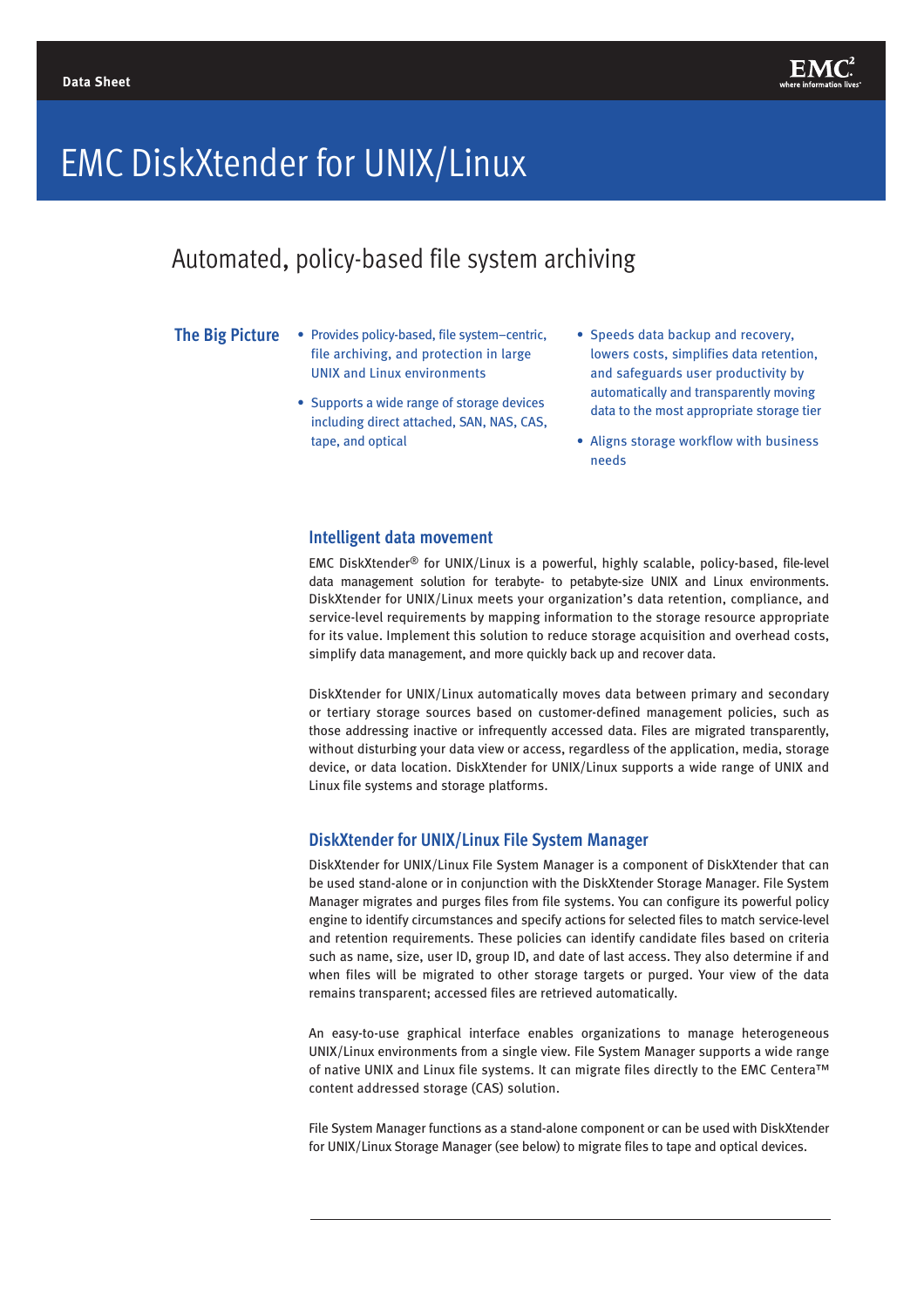Data Sheet

# EMC DiskXtender for UNIX/Linux

## Automated, policy-based file system archiving

### The Big Picture

- Provides policy-based, file system–centric, file archiving, and protection in large UNIX and Linux environments
- Supports a wide range of storage devices including direct attached, SAN, NAS, CAS, tape, and optical
- Speeds data backup and recovery, lowers costs, simplifies data retention, and safeguards user productivity by automatically and transparently moving data to the most appropriate storage tier
- Aligns storage workflow with business needs

### Intelligent data movement

EMC DiskXtender® for UNIX/Linux is a powerful, highly scalable, policy-based, file-level data management solution for terabyte- to petabyte-size UNIX and Linux environments. DiskXtender for UNIX/Linux meets your organization's data retention, compliance, and service-level requirements by mapping information to the storage resource appropriate for its value. Implement this solution to reduce storage acquisition and overhead costs, simplify data management, and more quickly back up and recover data.

DiskXtender for UNIX/Linux automatically moves data between primary and secondary or tertiary storage sources based on customer-defined management policies, such as those addressing inactive or infrequently accessed data. Files are migrated transparently, without disturbing your data view or access, regardless of the application, media, storage device, or data location. DiskXtender for UNIX/Linux supports a wide range of UNIX and Linux file systems and storage platforms.

### DiskXtender for UNIX/Linux File System Manager

DiskXtender for UNIX/Linux File System Manager is a component of DiskXtender that can be used stand-alone or in conjunction with the DiskXtender Storage Manager. File System Manager migrates and purges files from file systems. You can configure its powerful policy engine to identify circumstances and specify actions for selected files to match service-level and retention requirements. These policies can identify candidate files based on criteria such as name, size, user ID, group ID, and date of last access. They also determine if and when files will be migrated to other storage targets or purged. Your view of the data remains transparent; accessed files are retrieved automatically.

An easy-to-use graphical interface enables organizations to manage heterogeneous UNIX/Linux environments from a single view. File System Manager supports a wide range of native UNIX and Linux file systems. It can migrate files directly to the EMC Centera™ content addressed storage (CAS) solution.

File System Manager functions as a stand-alone component or can be used with DiskXtender for UNIX/Linux Storage Manager (see below) to migrate files to tape and optical devices.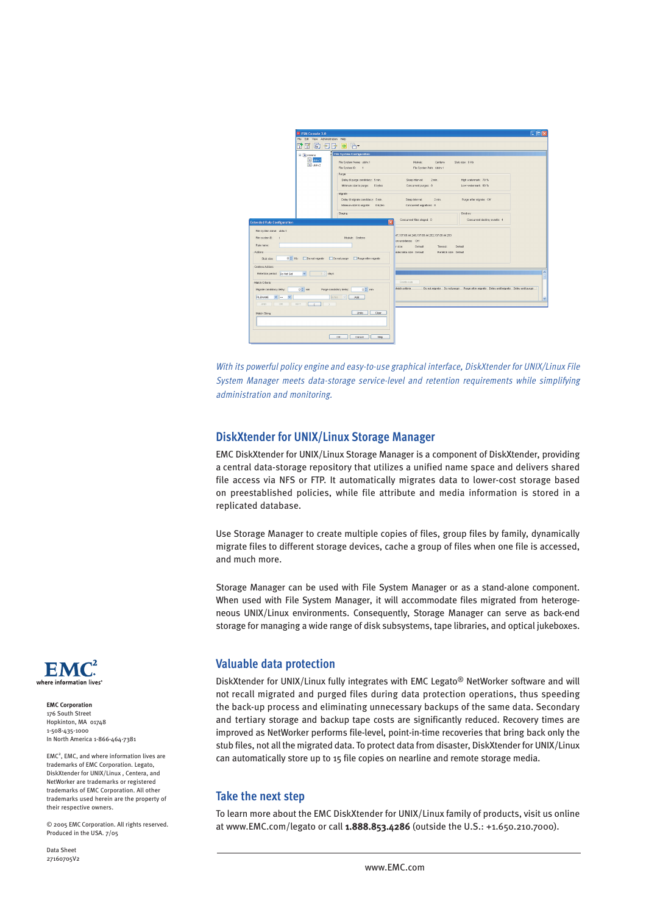*With its powerful policy engine and easy-to-use graphical interface, DiskXtender for UNIX/Linux File System Manager meets data-storage service-level and retention requirements while simplifying administration and monitoring.*

## DiskXtender for UNIX/Linux Storage Manager

EMC DiskXtender for UNIX/Linux Storage Manager is a component of DiskXtender, providing a central data-storage repository that utilizes a unified name space and delivers shared file access via NFS or FTP. It automatically migrates data to lower-cost storage based on preestablished policies, while file attribute and media information is stored in a replicated database.

Use Storage Manager to create multiple copies of files, group files by family, dynamically migrate files to different storage devices, cache a group of files when one file is accessed, and much more.

Storage Manager can be used with File System Manager or as a stand-alone component. When used with File System Manager, it will accommodate files migrated from heterogeneous UNIX/Linux environments. Consequently, Storage Manager can serve as back-end storage for managing a wide range of disk subsystems, tape libraries, and optical jukeboxes.

## Valuable data protection

DiskXtender for UNIX/Linux fully integrates with EMC Legato® NetWorker software and will not recall migrated and purged files during data protection operations, thus speeding the back-up process and eliminating unnecessary backups of the same data. Secondary and tertiary storage and backup tape costs are significantly reduced. Recovery times are improved as NetWorker performs file-level, point-in-time recoveries that bring back only the stub files, not all the migrated data. To protect data from disaster, DiskXtender for UNIX/Linux can automatically store up to 15 file copies on nearline and remote storage media.

## Take the next step

To learn more about the EMC DiskXtender for UNIX/Linux family of products, visit us online at www.EMC.com/legato or call **1.888.853.4286** (outside the U.S.: +1.650.210.7000).

EMC² where information lives®

**EMC Corporation**
176 South Street
Hopkinton, MA 01748
1-508-435-1000
In North America 1-866-464-7381

EMC², EMC, and where information lives are trademarks of EMC Corporation. Legato, DiskXtender for UNIX/Linux , Centera, and NetWorker are trademarks or registered trademarks of EMC Corporation. All other trademarks used herein are the property of their respective owners.

© 2005 EMC Corporation. All rights reserved. Produced in the USA. 7/05

Data Sheet
27160705V2

www.EMC.com